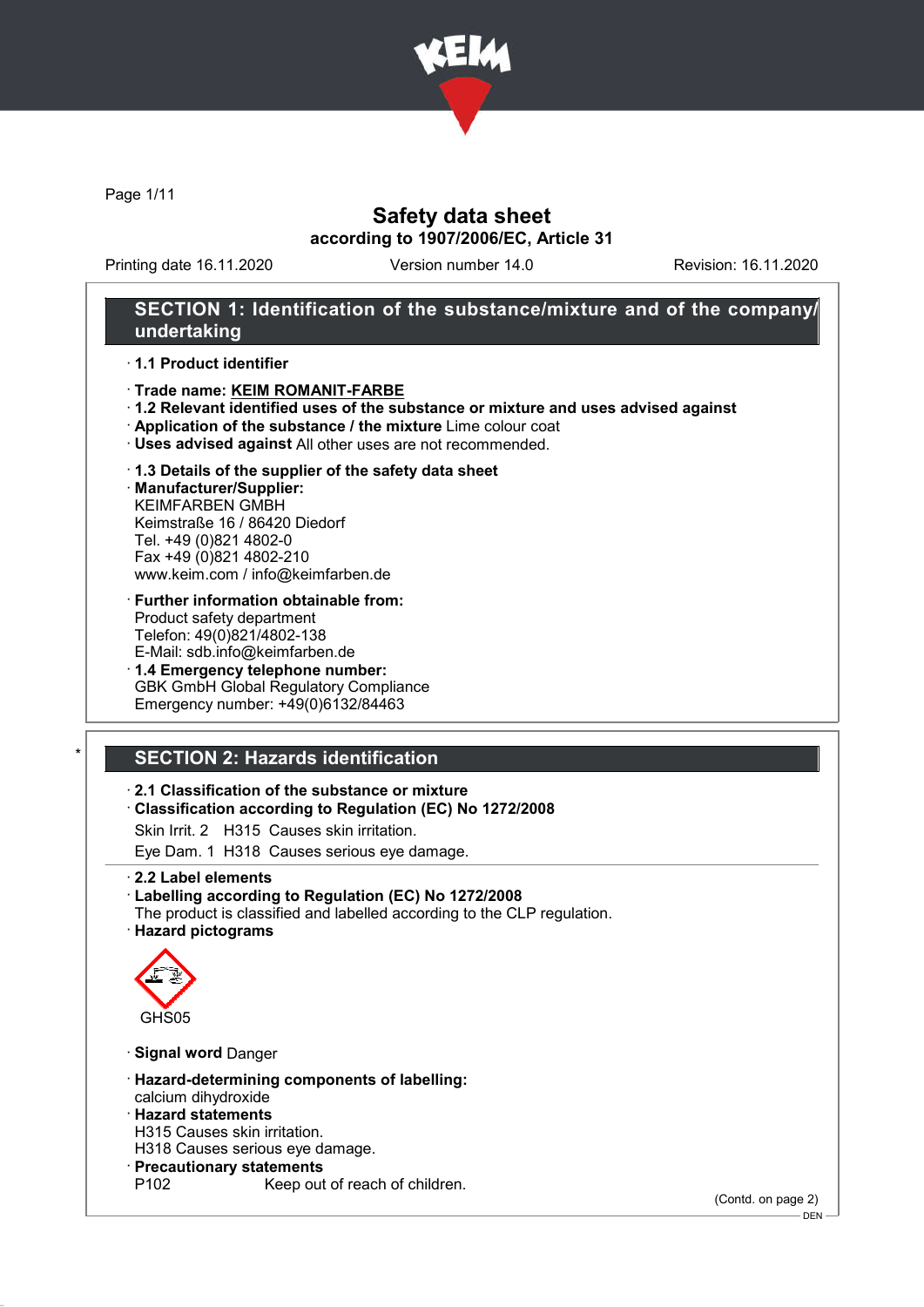# Safety data sheet

**according to 1907/2006/EC, Article 31**

Printing date 16.11.2020 Version number 14.0 Revision: 16.11.2020

## SECTION 1: Identification of the substance/mixture and of the company/undertaking

· **1.1 Product identifier**

· **Trade name: KEIM ROMANIT-FARBE**
· **1.2 Relevant identified uses of the substance or mixture and uses advised against**
· **Application of the substance / the mixture** Lime colour coat
· **Uses advised against** All other uses are not recommended.

· **1.3 Details of the supplier of the safety data sheet**
· **Manufacturer/Supplier:**
KEIMFARBEN GMBH
Keimstraße 16 / 86420 Diedorf
Tel. +49 (0)821 4802-0
Fax +49 (0)821 4802-210
www.keim.com / info@keimfarben.de

· **Further information obtainable from:**
Product safety department
Telefon: 49(0)821/4802-138
E-Mail: sdb.info@keimfarben.de
· **1.4 Emergency telephone number:**
GBK GmbH Global Regulatory Compliance
Emergency number: +49(0)6132/84463

## * SECTION 2: Hazards identification

· **2.1 Classification of the substance or mixture**
· **Classification according to Regulation (EC) No 1272/2008**
Skin Irrit. 2 H315 Causes skin irritation.
Eye Dam. 1 H318 Causes serious eye damage.

· **2.2 Label elements**
· **Labelling according to Regulation (EC) No 1272/2008**
The product is classified and labelled according to the CLP regulation.
· **Hazard pictograms**

GHS05

· **Signal word** Danger

· **Hazard-determining components of labelling:**
calcium dihydroxide
· **Hazard statements**
H315 Causes skin irritation.
H318 Causes serious eye damage.
· **Precautionary statements**
P102 Keep out of reach of children.

(Contd. on page 2)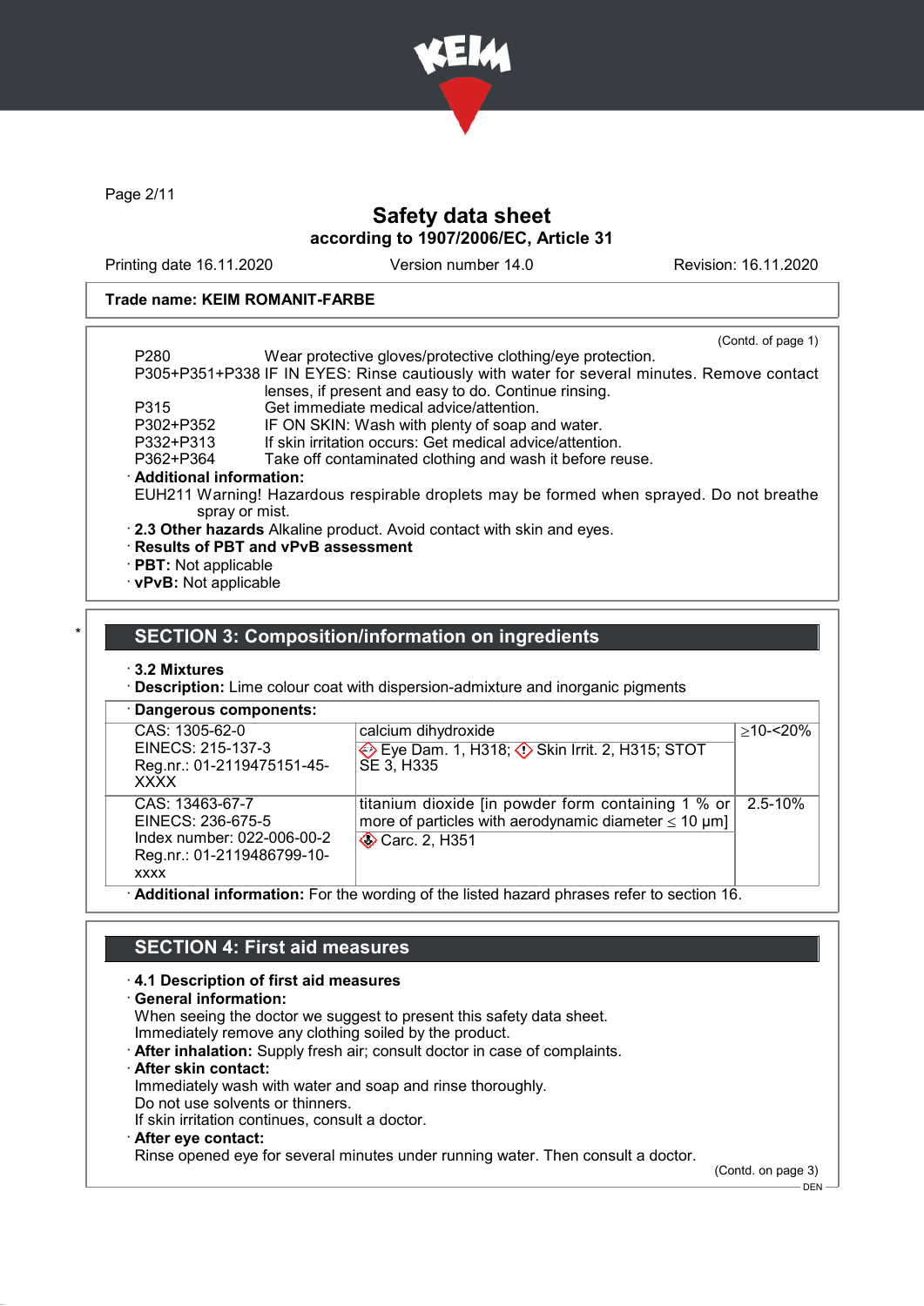Trade name: KEIM ROMANIT-FARBE

(Contd. of page 1)

P280 Wear protective gloves/protective clothing/eye protection.
P305+P351+P338 IF IN EYES: Rinse cautiously with water for several minutes. Remove contact lenses, if present and easy to do. Continue rinsing.
P315 Get immediate medical advice/attention.
P302+P352 IF ON SKIN: Wash with plenty of soap and water.
P332+P313 If skin irritation occurs: Get medical advice/attention.
P362+P364 Take off contaminated clothing and wash it before reuse.

· **Additional information:**
EUH211 Warning! Hazardous respirable droplets may be formed when sprayed. Do not breathe spray or mist.

· **2.3 Other hazards** Alkaline product. Avoid contact with skin and eyes.
· **Results of PBT and vPvB assessment**
· **PBT:** Not applicable
· **vPvB:** Not applicable

## SECTION 3: Composition/information on ingredients

· **3.2 Mixtures**
· **Description:** Lime colour coat with dispersion-admixture and inorganic pigments

· **Dangerous components:**

| | | |
|---|---|---|
| CAS: 1305-62-0<br>EINECS: 215-137-3<br>Reg.nr.: 01-2119475151-45-XXXX | calcium dihydroxide<br>Eye Dam. 1, H318; Skin Irrit. 2, H315; STOT SE 3, H335 | ≥10-<20% |
| CAS: 13463-67-7<br>EINECS: 236-675-5<br>Index number: 022-006-00-2<br>Reg.nr.: 01-2119486799-10-xxxx | titanium dioxide [in powder form containing 1 % or more of particles with aerodynamic diameter ≤ 10 μm]<br>Carc. 2, H351 | 2.5-10% |

· **Additional information:** For the wording of the listed hazard phrases refer to section 16.

## SECTION 4: First aid measures

· **4.1 Description of first aid measures**
· **General information:**
When seeing the doctor we suggest to present this safety data sheet.
Immediately remove any clothing soiled by the product.
· **After inhalation:** Supply fresh air; consult doctor in case of complaints.
· **After skin contact:**
Immediately wash with water and soap and rinse thoroughly.
Do not use solvents or thinners.
If skin irritation continues, consult a doctor.
· **After eye contact:**
Rinse opened eye for several minutes under running water. Then consult a doctor.

(Contd. on page 3)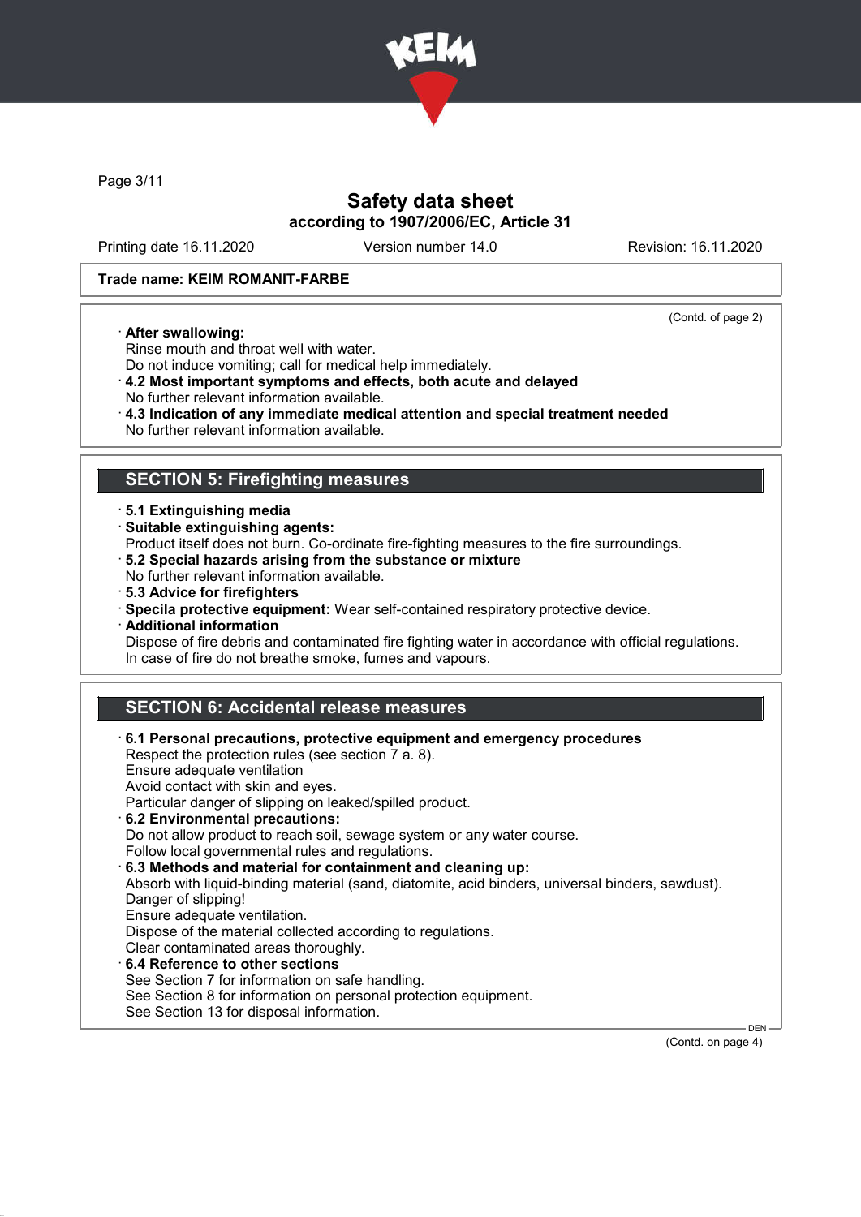Trade name: KEIM ROMANIT-FARBE

(Contd. of page 2)

· **After swallowing:**
Rinse mouth and throat well with water.
Do not induce vomiting; call for medical help immediately.
· **4.2 Most important symptoms and effects, both acute and delayed**
No further relevant information available.
· **4.3 Indication of any immediate medical attention and special treatment needed**
No further relevant information available.

## SECTION 5: Firefighting measures

· **5.1 Extinguishing media**
· **Suitable extinguishing agents:**
Product itself does not burn. Co-ordinate fire-fighting measures to the fire surroundings.
· **5.2 Special hazards arising from the substance or mixture**
No further relevant information available.
· **5.3 Advice for firefighters**
· **Specila protective equipment:** Wear self-contained respiratory protective device.
· **Additional information**
Dispose of fire debris and contaminated fire fighting water in accordance with official regulations.
In case of fire do not breathe smoke, fumes and vapours.

## SECTION 6: Accidental release measures

· **6.1 Personal precautions, protective equipment and emergency procedures**
Respect the protection rules (see section 7 a. 8).
Ensure adequate ventilation
Avoid contact with skin and eyes.
Particular danger of slipping on leaked/spilled product.
· **6.2 Environmental precautions:**
Do not allow product to reach soil, sewage system or any water course.
Follow local governmental rules and regulations.
· **6.3 Methods and material for containment and cleaning up:**
Absorb with liquid-binding material (sand, diatomite, acid binders, universal binders, sawdust).
Danger of slipping!
Ensure adequate ventilation.
Dispose of the material collected according to regulations.
Clear contaminated areas thoroughly.
· **6.4 Reference to other sections**
See Section 7 for information on safe handling.
See Section 8 for information on personal protection equipment.
See Section 13 for disposal information.

(Contd. on page 4)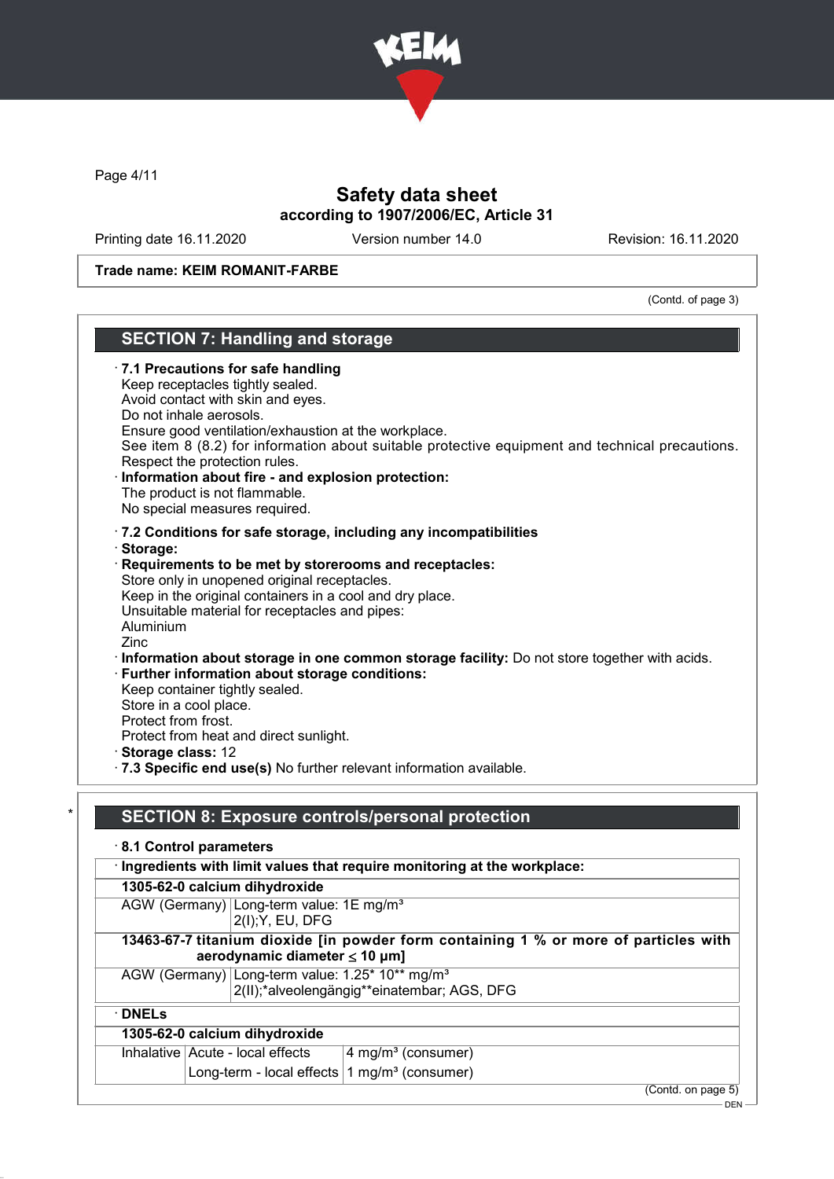Trade name: KEIM ROMANIT-FARBE

(Contd. of page 3)

## SECTION 7: Handling and storage

· **7.1 Precautions for safe handling**
Keep receptacles tightly sealed.
Avoid contact with skin and eyes.
Do not inhale aerosols.
Ensure good ventilation/exhaustion at the workplace.
See item 8 (8.2) for information about suitable protective equipment and technical precautions.
Respect the protection rules.

· **Information about fire - and explosion protection:**
The product is not flammable.
No special measures required.

· **7.2 Conditions for safe storage, including any incompatibilities**

· **Storage:**

· **Requirements to be met by storerooms and receptacles:**
Store only in unopened original receptacles.
Keep in the original containers in a cool and dry place.
Unsuitable material for receptacles and pipes:
Aluminium
Zinc

· **Information about storage in one common storage facility:** Do not store together with acids.

· **Further information about storage conditions:**
Keep container tightly sealed.
Store in a cool place.
Protect from frost.
Protect from heat and direct sunlight.

· **Storage class:** 12

· **7.3 Specific end use(s)** No further relevant information available.

\*

## SECTION 8: Exposure controls/personal protection

· **8.1 Control parameters**

· **Ingredients with limit values that require monitoring at the workplace:**

| **1305-62-0 calcium dihydroxide** | |
|---|---|
| AGW (Germany) | Long-term value: 1E mg/m³<br>2(I);Y, EU, DFG |

| **13463-67-7 titanium dioxide [in powder form containing 1 % or more of particles with aerodynamic diameter ≤ 10 μm]** | |
|---|---|
| AGW (Germany) | Long-term value: 1.25* 10** mg/m³<br>2(II);*alveolengängig**einatembar; AGS, DFG |

· **DNELs**

| **1305-62-0 calcium dihydroxide** | | |
|---|---|---|
| Inhalative | Acute - local effects | 4 mg/m³ (consumer) |
| | Long-term - local effects | 1 mg/m³ (consumer) |

(Contd. on page 5)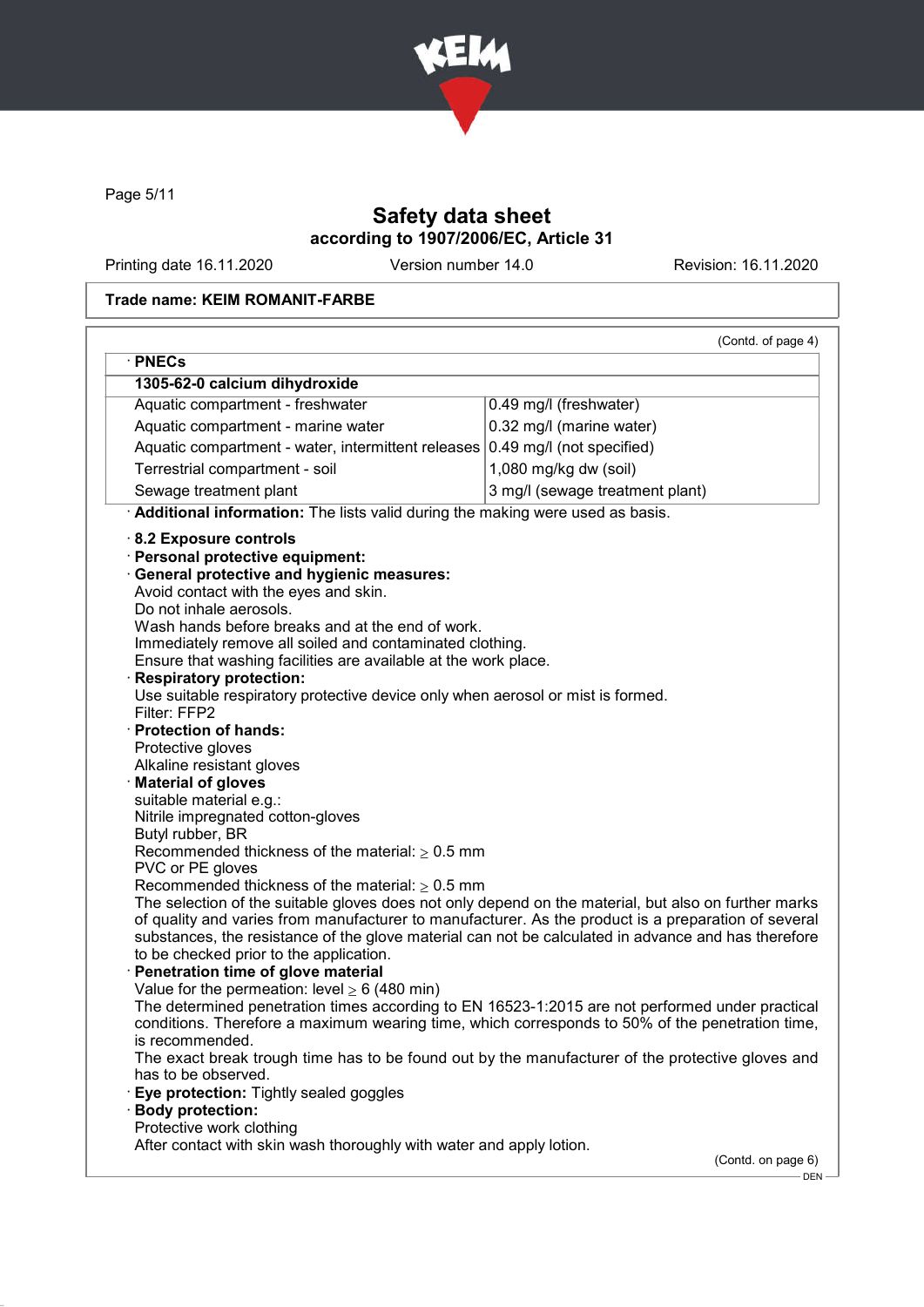# Safety data sheet
## according to 1907/2006/EC, Article 31

Printing date 16.11.2020 Version number 14.0 Revision: 16.11.2020

**Trade name: KEIM ROMANIT-FARBE**

(Contd. of page 4)

· **PNECs**

| 1305-62-0 calcium dihydroxide | |
|---|---|
| Aquatic compartment - freshwater | 0.49 mg/l (freshwater) |
| Aquatic compartment - marine water | 0.32 mg/l (marine water) |
| Aquatic compartment - water, intermittent releases | 0.49 mg/l (not specified) |
| Terrestrial compartment - soil | 1,080 mg/kg dw (soil) |
| Sewage treatment plant | 3 mg/l (sewage treatment plant) |

· **Additional information:** The lists valid during the making were used as basis.

· **8.2 Exposure controls**

· **Personal protective equipment:**

· **General protective and hygienic measures:**
Avoid contact with the eyes and skin.
Do not inhale aerosols.
Wash hands before breaks and at the end of work.
Immediately remove all soiled and contaminated clothing.
Ensure that washing facilities are available at the work place.

· **Respiratory protection:**
Use suitable respiratory protective device only when aerosol or mist is formed.
Filter: FFP2

· **Protection of hands:**
Protective gloves
Alkaline resistant gloves

· **Material of gloves**
suitable material e.g.:
Nitrile impregnated cotton-gloves
Butyl rubber, BR
Recommended thickness of the material: ≥ 0.5 mm
PVC or PE gloves
Recommended thickness of the material: ≥ 0.5 mm
The selection of the suitable gloves does not only depend on the material, but also on further marks of quality and varies from manufacturer to manufacturer. As the product is a preparation of several substances, the resistance of the glove material can not be calculated in advance and has therefore to be checked prior to the application.

· **Penetration time of glove material**
Value for the permeation: level ≥ 6 (480 min)
The determined penetration times according to EN 16523-1:2015 are not performed under practical conditions. Therefore a maximum wearing time, which corresponds to 50% of the penetration time, is recommended.
The exact break trough time has to be found out by the manufacturer of the protective gloves and has to be observed.

· **Eye protection:** Tightly sealed goggles

· **Body protection:**
Protective work clothing
After contact with skin wash thoroughly with water and apply lotion.

(Contd. on page 6)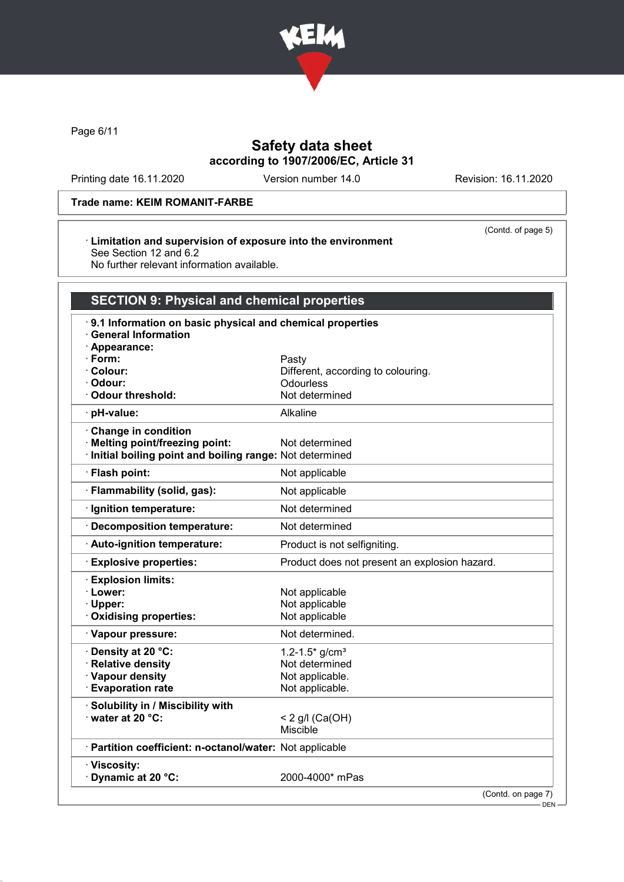Trade name: KEIM ROMANIT-FARBE

(Contd. of page 5)

· **Limitation and supervision of exposure into the environment**
See Section 12 and 6.2
No further relevant information available.

## SECTION 9: Physical and chemical properties

· **9.1 Information on basic physical and chemical properties**
· **General Information**

| | |
|---|---|
| · **Appearance:** | |
| · **Form:** | Pasty |
| · **Colour:** | Different, according to colouring. |
| · **Odour:** | Odourless |
| · **Odour threshold:** | Not determined |
| · **pH-value:** | Alkaline |
| · **Change in condition** | |
| · **Melting point/freezing point:** | Not determined |
| · **Initial boiling point and boiling range:** | Not determined |
| · **Flash point:** | Not applicable |
| · **Flammability (solid, gas):** | Not applicable |
| · **Ignition temperature:** | Not determined |
| · **Decomposition temperature:** | Not determined |
| · **Auto-ignition temperature:** | Product is not selfigniting. |
| · **Explosive properties:** | Product does not present an explosion hazard. |
| · **Explosion limits:** | |
| · **Lower:** | Not applicable |
| · **Upper:** | Not applicable |
| · **Oxidising properties:** | Not applicable |
| · **Vapour pressure:** | Not determined. |
| · **Density at 20 °C:** | 1.2-1.5* g/cm³ |
| · **Relative density** | Not determined |
| · **Vapour density** | Not applicable. |
| · **Evaporation rate** | Not applicable. |
| · **Solubility in / Miscibility with** | |
| · **water at 20 °C:** | < 2 g/l ($Ca(OH)_2$) |
| | Miscible |
| · **Partition coefficient: n-octanol/water:** | Not applicable |
| · **Viscosity:** | |
| · **Dynamic at 20 °C:** | 2000-4000* mPas |

(Contd. on page 7)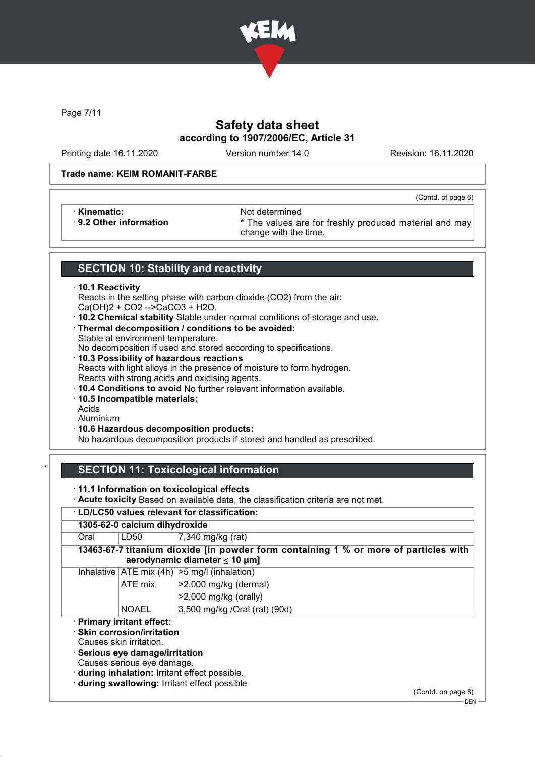Trade name: KEIM ROMANIT-FARBE

(Contd. of page 6)

| · Kinematic: | Not determined |
|---|---|
| · 9.2 Other information | * The values are for freshly produced material and may change with the time. |

## SECTION 10: Stability and reactivity

· **10.1 Reactivity**
Reacts in the setting phase with carbon dioxide ($CO_2$) from the air:
$Ca(OH)_2 + CO_2 \rightarrow CaCO_3 + H_2O$.
· **10.2 Chemical stability** Stable under normal conditions of storage and use.
· **Thermal decomposition / conditions to be avoided:**
Stable at environment temperature.
No decomposition if used and stored according to specifications.
· **10.3 Possibility of hazardous reactions**
Reacts with light alloys in the presence of moisture to form hydrogen.
Reacts with strong acids and oxidising agents.
· **10.4 Conditions to avoid** No further relevant information available.
· **10.5 Incompatible materials:**
Acids
Aluminium
· **10.6 Hazardous decomposition products:**
No hazardous decomposition products if stored and handled as prescribed.

## * SECTION 11: Toxicological information

· **11.1 Information on toxicological effects**
· **Acute toxicity** Based on available data, the classification criteria are not met.

| · LD/LC50 values relevant for classification: | | |
|---|---|---|
| **1305-62-0 calcium dihydroxide** | | |
| Oral | LD50 | 7,340 mg/kg (rat) |
| **13463-67-7 titanium dioxide [in powder form containing 1 % or more of particles with aerodynamic diameter ≤ 10 μm]** | | |
| Inhalative | ATE mix (4h) | >5 mg/l (inhalation) |
| | ATE mix | >2,000 mg/kg (dermal) |
| | | >2,000 mg/kg (orally) |
| | NOAEL | 3,500 mg/kg /Oral (rat) (90d) |

· **Primary irritant effect:**
· **Skin corrosion/irritation**
Causes skin irritation.
· **Serious eye damage/irritation**
Causes serious eye damage.
· **during inhalation:** Irritant effect possible.
· **during swallowing:** Irritant effect possible

(Contd. on page 8)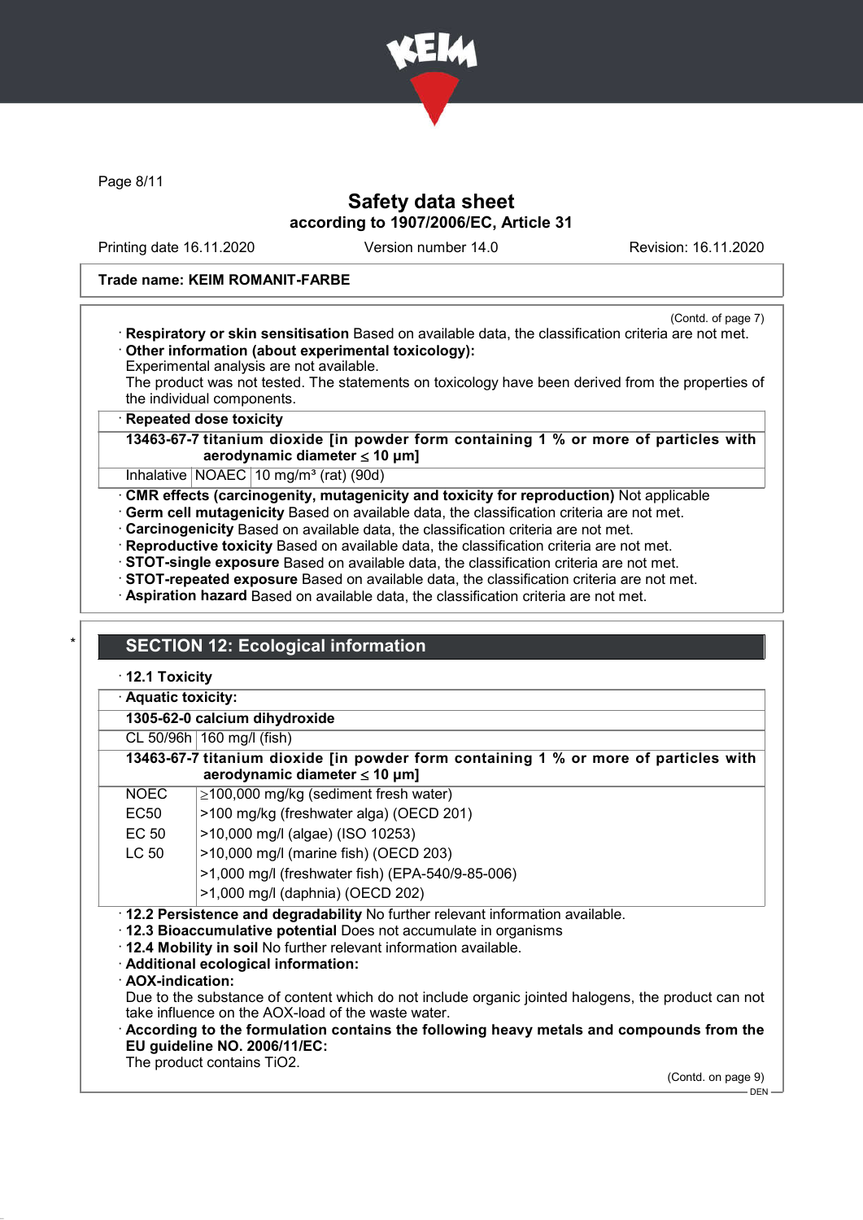Trade name: KEIM ROMANIT-FARBE

(Contd. of page 7)

· **Respiratory or skin sensitisation** Based on available data, the classification criteria are not met.
· **Other information (about experimental toxicology):**
Experimental analysis are not available.
The product was not tested. The statements on toxicology have been derived from the properties of the individual components.

· **Repeated dose toxicity**

| **13463-67-7 titanium dioxide [in powder form containing 1 % or more of particles with aerodynamic diameter ≤ 10 μm]** | | |
|---|---|---|
| Inhalative | NOAEC | 10 mg/m³ (rat) (90d) |

· **CMR effects (carcinogenity, mutagenicity and toxicity for reproduction)** Not applicable
· **Germ cell mutagenicity** Based on available data, the classification criteria are not met.
· **Carcinogenicity** Based on available data, the classification criteria are not met.
· **Reproductive toxicity** Based on available data, the classification criteria are not met.
· **STOT-single exposure** Based on available data, the classification criteria are not met.
· **STOT-repeated exposure** Based on available data, the classification criteria are not met.
· **Aspiration hazard** Based on available data, the classification criteria are not met.

## SECTION 12: Ecological information

· **12.1 Toxicity**

· **Aquatic toxicity:**

| **1305-62-0 calcium dihydroxide** | |
|---|---|
| CL 50/96h | 160 mg/l (fish) |
| **13463-67-7 titanium dioxide [in powder form containing 1 % or more of particles with aerodynamic diameter ≤ 10 μm]** | |
| NOEC | ≥100,000 mg/kg (sediment fresh water) |
| EC50 | >100 mg/kg (freshwater alga) (OECD 201) |
| EC 50 | >10,000 mg/l (algae) (ISO 10253) |
| LC 50 | >10,000 mg/l (marine fish) (OECD 203) |
| | >1,000 mg/l (freshwater fish) (EPA-540/9-85-006) |
| | >1,000 mg/l (daphnia) (OECD 202) |

· **12.2 Persistence and degradability** No further relevant information available.
· **12.3 Bioaccumulative potential** Does not accumulate in organisms
· **12.4 Mobility in soil** No further relevant information available.
· **Additional ecological information:**
· **AOX-indication:**
Due to the substance of content which do not include organic jointed halogens, the product can not take influence on the AOX-load of the waste water.
· **According to the formulation contains the following heavy metals and compounds from the EU guideline NO. 2006/11/EC:**
The product contains $TiO_2$.

(Contd. on page 9)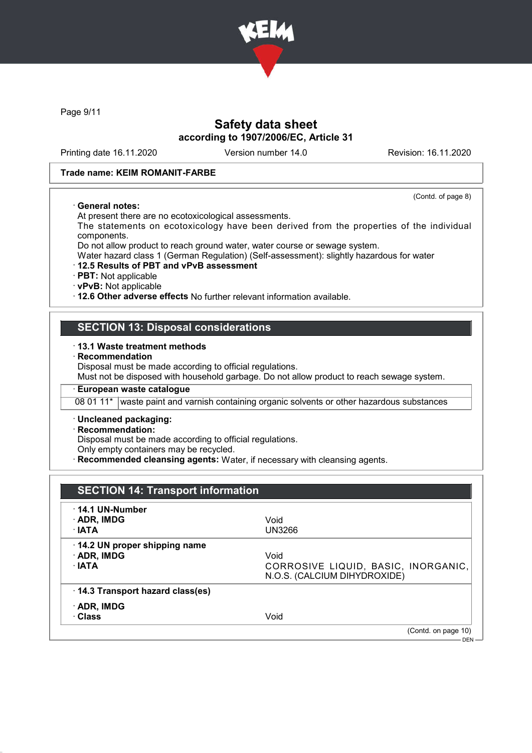**Trade name: KEIM ROMANIT-FARBE**

(Contd. of page 8)

· **General notes:**
At present there are no ecotoxicological assessments.
The statements on ecotoxicology have been derived from the properties of the individual components.
Do not allow product to reach ground water, water course or sewage system.
Water hazard class 1 (German Regulation) (Self-assessment): slightly hazardous for water

· **12.5 Results of PBT and vPvB assessment**
· **PBT:** Not applicable
· **vPvB:** Not applicable
· **12.6 Other adverse effects** No further relevant information available.

## SECTION 13: Disposal considerations

· **13.1 Waste treatment methods**
· **Recommendation**
Disposal must be made according to official regulations.
Must not be disposed with household garbage. Do not allow product to reach sewage system.

· **European waste catalogue**

| | |
|---|---|
| 08 01 11* | waste paint and varnish containing organic solvents or other hazardous substances |

· **Uncleaned packaging:**
· **Recommendation:**
Disposal must be made according to official regulations.
Only empty containers may be recycled.
· **Recommended cleansing agents:** Water, if necessary with cleansing agents.

## SECTION 14: Transport information

| | |
|---|---|
| · **14.1 UN-Number** | |
| · **ADR, IMDG** | Void |
| · **IATA** | UN3266 |
| · **14.2 UN proper shipping name** | |
| · **ADR, IMDG** | Void |
| · **IATA** | CORROSIVE LIQUID, BASIC, INORGANIC, N.O.S. (CALCIUM DIHYDROXIDE) |
| · **14.3 Transport hazard class(es)** | |
| · **ADR, IMDG** | |
| · **Class** | Void |

(Contd. on page 10)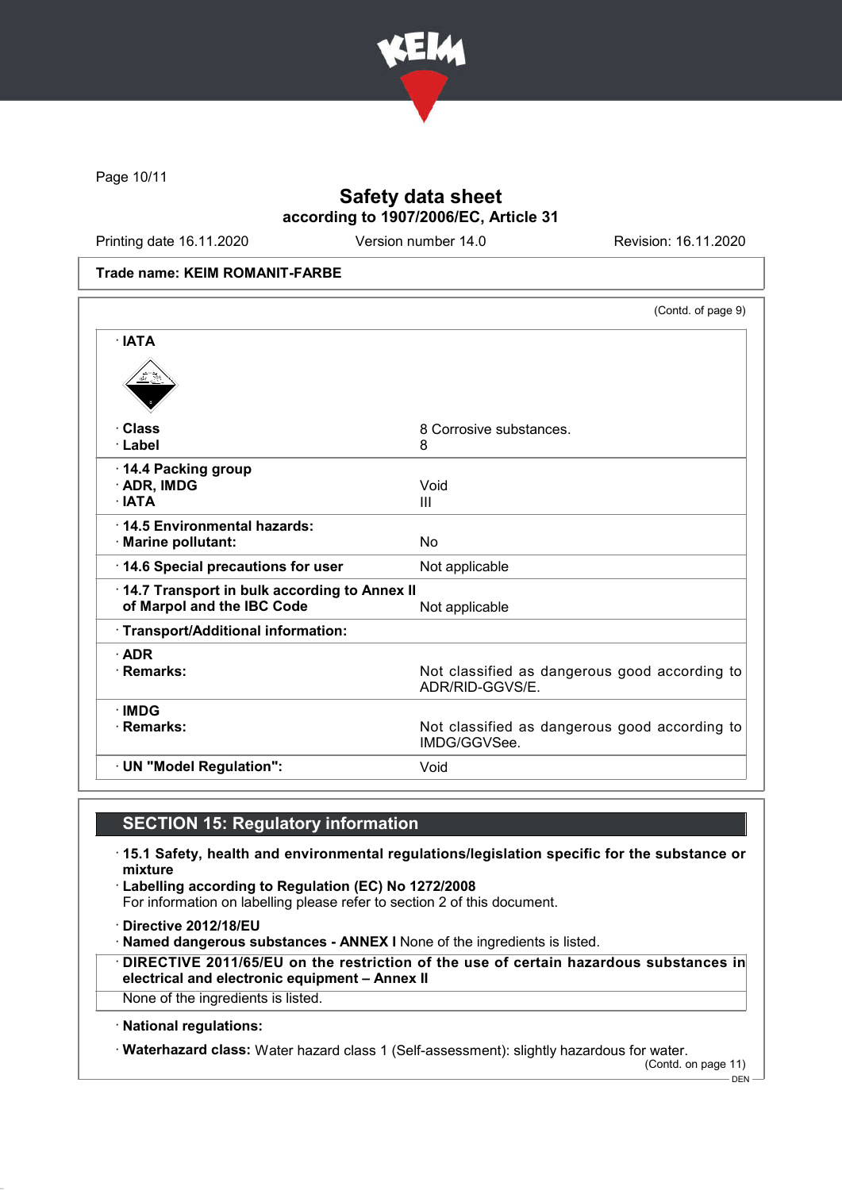**Safety data sheet**
**according to 1907/2006/EC, Article 31**

Printing date 16.11.2020 | Version number 14.0 | Revision: 16.11.2020

**Trade name: KEIM ROMANIT-FARBE**

(Contd. of page 9)

· **IATA**

| | |
|---|---|
| · **Class** | 8 Corrosive substances. |
| · **Label** | 8 |
| · **14.4 Packing group** | |
| · **ADR, IMDG** | Void |
| · **IATA** | III |
| · **14.5 Environmental hazards:** | |
| · **Marine pollutant:** | No |
| · **14.6 Special precautions for user** | Not applicable |
| · **14.7 Transport in bulk according to Annex II of Marpol and the IBC Code** | Not applicable |
| · **Transport/Additional information:** | |
| · **ADR** | |
| · **Remarks:** | Not classified as dangerous good according to ADR/RID-GGVS/E. |
| · **IMDG** | |
| · **Remarks:** | Not classified as dangerous good according to IMDG/GGVSee. |
| · **UN "Model Regulation":** | Void |

## SECTION 15: Regulatory information

· **15.1 Safety, health and environmental regulations/legislation specific for the substance or mixture**

· **Labelling according to Regulation (EC) No 1272/2008**
For information on labelling please refer to section 2 of this document.

· **Directive 2012/18/EU**
· **Named dangerous substances - ANNEX I** None of the ingredients is listed.

· **DIRECTIVE 2011/65/EU on the restriction of the use of certain hazardous substances in electrical and electronic equipment – Annex II**
None of the ingredients is listed.

· **National regulations:**

· **Waterhazard class:** Water hazard class 1 (Self-assessment): slightly hazardous for water.

(Contd. on page 11)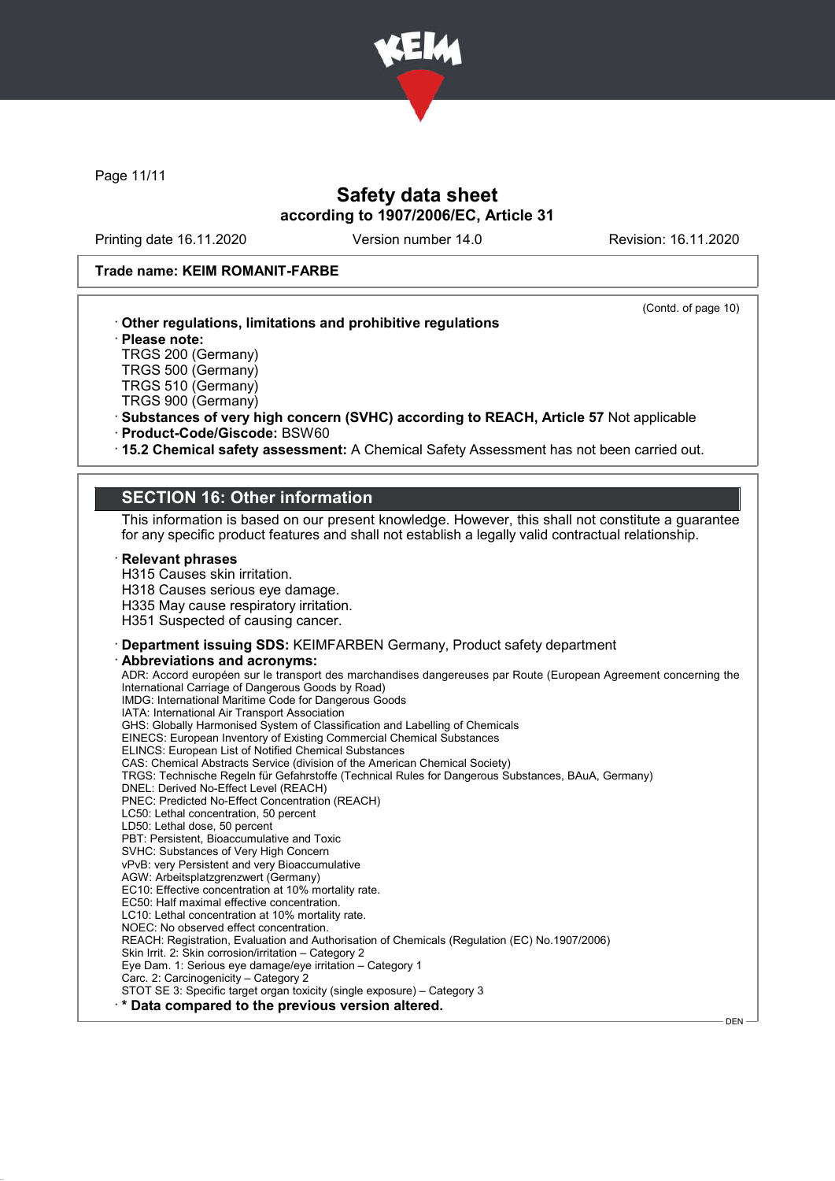(Contd. of page 10)

· **Other regulations, limitations and prohibitive regulations**
· **Please note:**
TRGS 200 (Germany)
TRGS 500 (Germany)
TRGS 510 (Germany)
TRGS 900 (Germany)
· **Substances of very high concern (SVHC) according to REACH, Article 57** Not applicable
· **Product-Code/Giscode:** BSW60
· **15.2 Chemical safety assessment:** A Chemical Safety Assessment has not been carried out.

## SECTION 16: Other information

This information is based on our present knowledge. However, this shall not constitute a guarantee for any specific product features and shall not establish a legally valid contractual relationship.

· **Relevant phrases**
H315 Causes skin irritation.
H318 Causes serious eye damage.
H335 May cause respiratory irritation.
H351 Suspected of causing cancer.

· **Department issuing SDS:** KEIMFARBEN Germany, Product safety department
· **Abbreviations and acronyms:**
ADR: Accord européen sur le transport des marchandises dangereuses par Route (European Agreement concerning the International Carriage of Dangerous Goods by Road)
IMDG: International Maritime Code for Dangerous Goods
IATA: International Air Transport Association
GHS: Globally Harmonised System of Classification and Labelling of Chemicals
EINECS: European Inventory of Existing Commercial Chemical Substances
ELINCS: European List of Notified Chemical Substances
CAS: Chemical Abstracts Service (division of the American Chemical Society)
TRGS: Technische Regeln für Gefahrstoffe (Technical Rules for Dangerous Substances, BAuA, Germany)
DNEL: Derived No-Effect Level (REACH)
PNEC: Predicted No-Effect Concentration (REACH)
LC50: Lethal concentration, 50 percent
LD50: Lethal dose, 50 percent
PBT: Persistent, Bioaccumulative and Toxic
SVHC: Substances of Very High Concern
vPvB: very Persistent and very Bioaccumulative
AGW: Arbeitsplatzgrenzwert (Germany)
EC10: Effective concentration at 10% mortality rate.
EC50: Half maximal effective concentration.
LC10: Lethal concentration at 10% mortality rate.
NOEC: No observed effect concentration.
REACH: Registration, Evaluation and Authorisation of Chemicals (Regulation (EC) No.1907/2006)
Skin Irrit. 2: Skin corrosion/irritation – Category 2
Eye Dam. 1: Serious eye damage/eye irritation – Category 1
Carc. 2: Carcinogenicity – Category 2
STOT SE 3: Specific target organ toxicity (single exposure) – Category 3
· **\* Data compared to the previous version altered.**